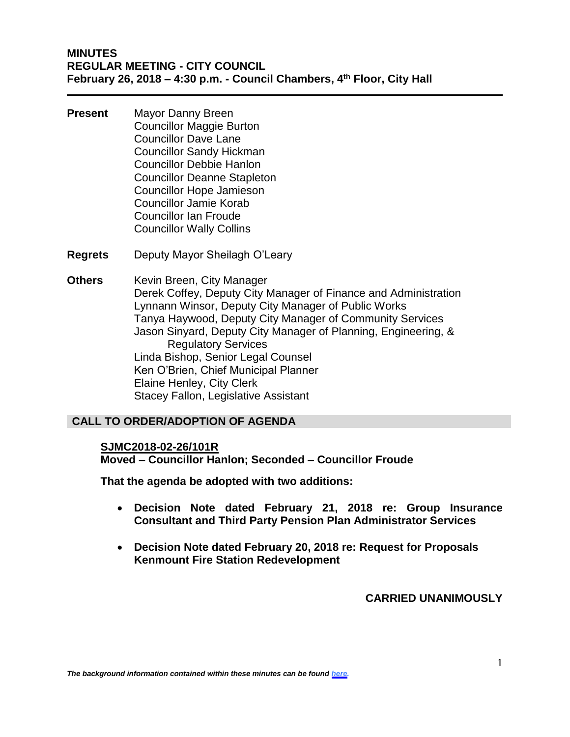**MINUTES**
**REGULAR MEETING - CITY COUNCIL**
**February 26, 2018 – 4:30 p.m. - Council Chambers, 4th Floor, City Hall**

---

**Present**
Mayor Danny Breen
Councillor Maggie Burton
Councillor Dave Lane
Councillor Sandy Hickman
Councillor Debbie Hanlon
Councillor Deanne Stapleton
Councillor Hope Jamieson
Councillor Jamie Korab
Councillor Ian Froude
Councillor Wally Collins

**Regrets**
Deputy Mayor Sheilagh O'Leary

**Others**
Kevin Breen, City Manager
Derek Coffey, Deputy City Manager of Finance and Administration
Lynnann Winsor, Deputy City Manager of Public Works
Tanya Haywood, Deputy City Manager of Community Services
Jason Sinyard, Deputy City Manager of Planning, Engineering, & Regulatory Services
Linda Bishop, Senior Legal Counsel
Ken O'Brien, Chief Municipal Planner
Elaine Henley, City Clerk
Stacey Fallon, Legislative Assistant

## CALL TO ORDER/ADOPTION OF AGENDA

**SJMC2018-02-26/101R**
**Moved – Councillor Hanlon; Seconded – Councillor Froude**

**That the agenda be adopted with two additions:**

- **Decision Note dated February 21, 2018 re: Group Insurance Consultant and Third Party Pension Plan Administrator Services**
- **Decision Note dated February 20, 2018 re: Request for Proposals Kenmount Fire Station Redevelopment**

**CARRIED UNANIMOUSLY**

*The background information contained within these minutes can be found here.*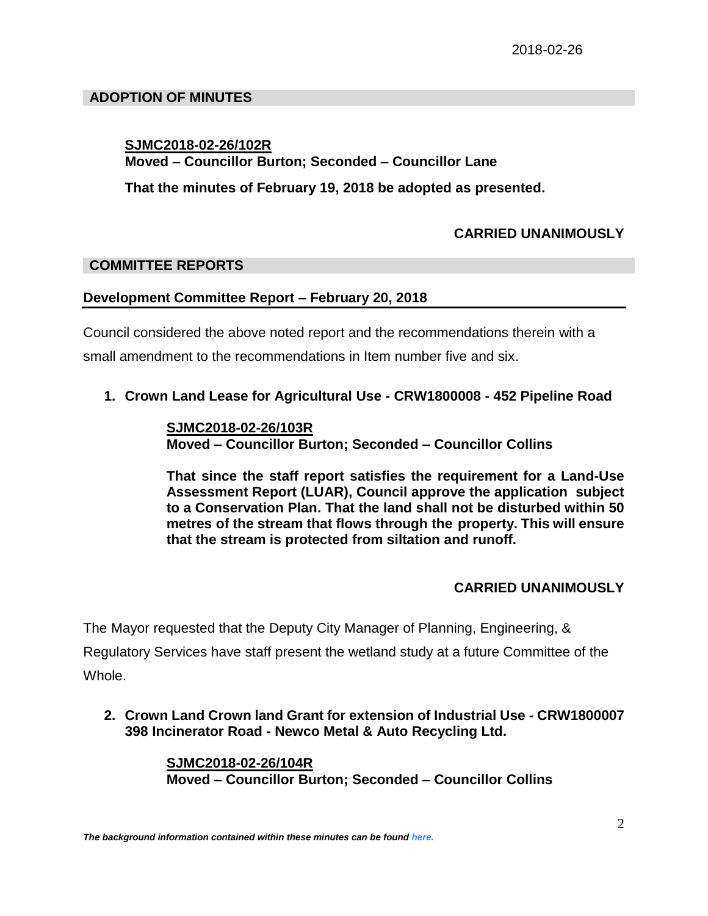## ADOPTION OF MINUTES

**SJMC2018-02-26/102R**
**Moved – Councillor Burton; Seconded – Councillor Lane**

**That the minutes of February 19, 2018 be adopted as presented.**

**CARRIED UNANIMOUSLY**

## COMMITTEE REPORTS

### Development Committee Report – February 20, 2018

Council considered the above noted report and the recommendations therein with a small amendment to the recommendations in Item number five and six.

1. **Crown Land Lease for Agricultural Use - CRW1800008 - 452 Pipeline Road**

   **SJMC2018-02-26/103R**
   **Moved – Councillor Burton; Seconded – Councillor Collins**

   **That since the staff report satisfies the requirement for a Land-Use Assessment Report (LUAR), Council approve the application subject to a Conservation Plan. That the land shall not be disturbed within 50 metres of the stream that flows through the property. This will ensure that the stream is protected from siltation and runoff.**

   **CARRIED UNANIMOUSLY**

The Mayor requested that the Deputy City Manager of Planning, Engineering, & Regulatory Services have staff present the wetland study at a future Committee of the Whole.

2. **Crown Land Crown land Grant for extension of Industrial Use - CRW1800007 398 Incinerator Road - Newco Metal & Auto Recycling Ltd.**

   **SJMC2018-02-26/104R**
   **Moved – Councillor Burton; Seconded – Councillor Collins**

*The background information contained within these minutes can be found here.*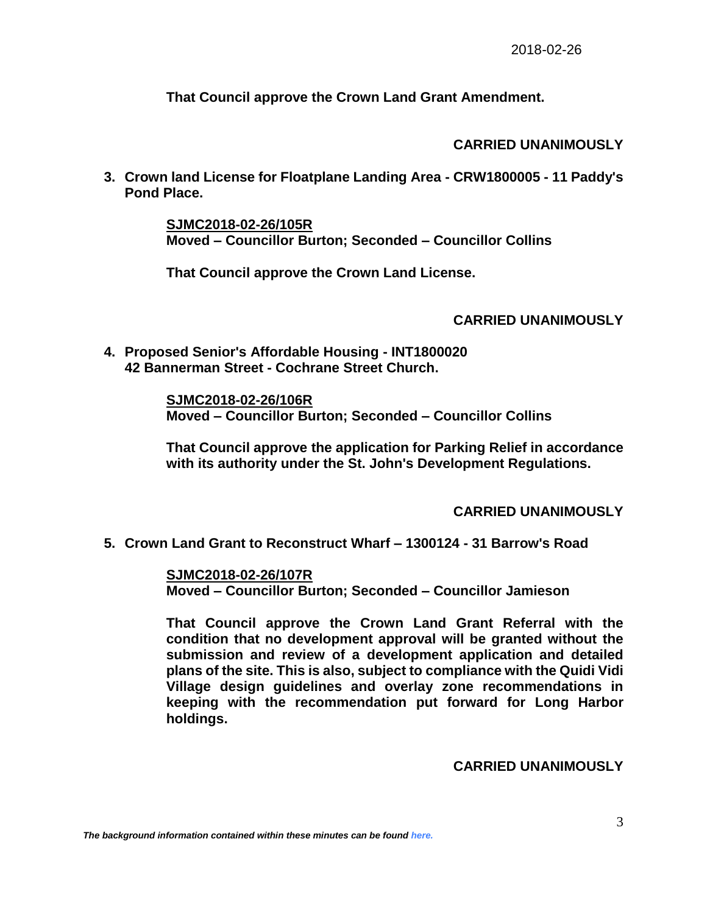**That Council approve the Crown Land Grant Amendment.**

**CARRIED UNANIMOUSLY**

**3. Crown land License for Floatplane Landing Area - CRW1800005 - 11 Paddy's Pond Place.**

**SJMC2018-02-26/105R**
**Moved – Councillor Burton; Seconded – Councillor Collins**

**That Council approve the Crown Land License.**

**CARRIED UNANIMOUSLY**

**4. Proposed Senior's Affordable Housing - INT1800020 42 Bannerman Street - Cochrane Street Church.**

**SJMC2018-02-26/106R**
**Moved – Councillor Burton; Seconded – Councillor Collins**

**That Council approve the application for Parking Relief in accordance with its authority under the St. John's Development Regulations.**

**CARRIED UNANIMOUSLY**

**5. Crown Land Grant to Reconstruct Wharf – 1300124 - 31 Barrow's Road**

**SJMC2018-02-26/107R**
**Moved – Councillor Burton; Seconded – Councillor Jamieson**

**That Council approve the Crown Land Grant Referral with the condition that no development approval will be granted without the submission and review of a development application and detailed plans of the site. This is also, subject to compliance with the Quidi Vidi Village design guidelines and overlay zone recommendations in keeping with the recommendation put forward for Long Harbor holdings.**

**CARRIED UNANIMOUSLY**

***The background information contained within these minutes can be found here.***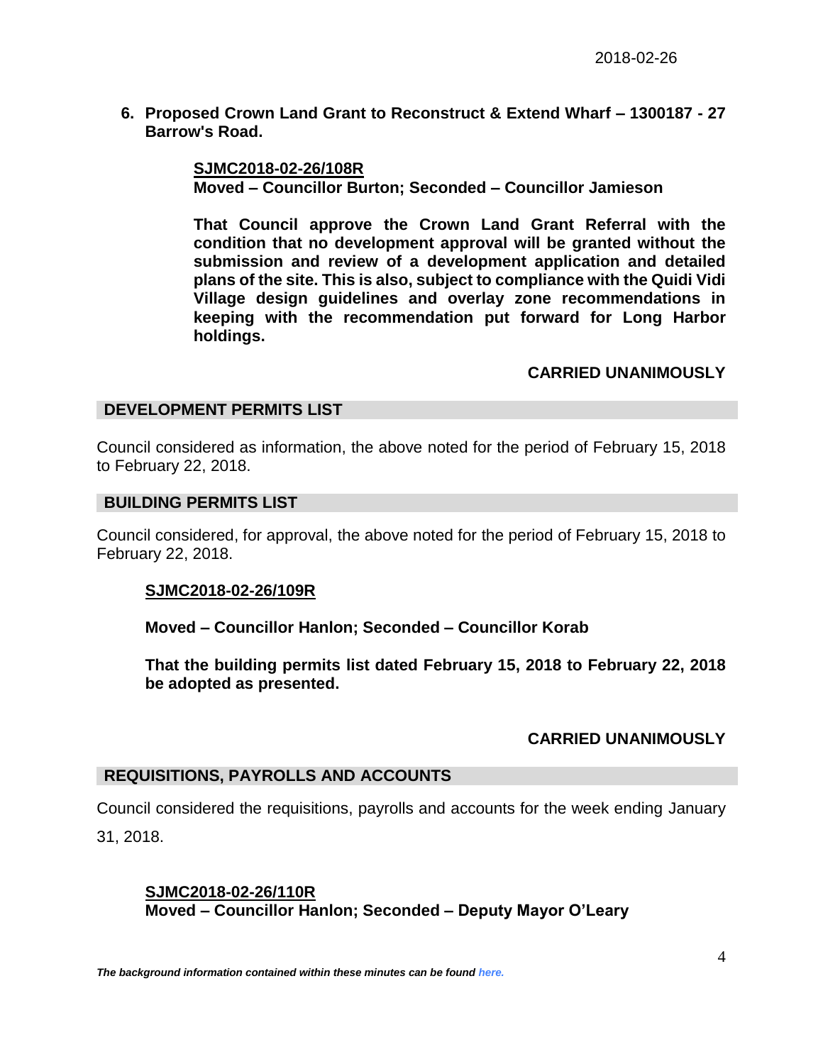**6. Proposed Crown Land Grant to Reconstruct & Extend Wharf – 1300187 - 27 Barrow's Road.**

**SJMC2018-02-26/108R**
**Moved – Councillor Burton; Seconded – Councillor Jamieson**

**That Council approve the Crown Land Grant Referral with the condition that no development approval will be granted without the submission and review of a development application and detailed plans of the site. This is also, subject to compliance with the Quidi Vidi Village design guidelines and overlay zone recommendations in keeping with the recommendation put forward for Long Harbor holdings.**

**CARRIED UNANIMOUSLY**

## DEVELOPMENT PERMITS LIST

Council considered as information, the above noted for the period of February 15, 2018 to February 22, 2018.

## BUILDING PERMITS LIST

Council considered, for approval, the above noted for the period of February 15, 2018 to February 22, 2018.

**SJMC2018-02-26/109R**

**Moved – Councillor Hanlon; Seconded – Councillor Korab**

**That the building permits list dated February 15, 2018 to February 22, 2018 be adopted as presented.**

**CARRIED UNANIMOUSLY**

## REQUISITIONS, PAYROLLS AND ACCOUNTS

Council considered the requisitions, payrolls and accounts for the week ending January 31, 2018.

**SJMC2018-02-26/110R**
**Moved – Councillor Hanlon; Seconded – Deputy Mayor O'Leary**

***The background information contained within these minutes can be found here.***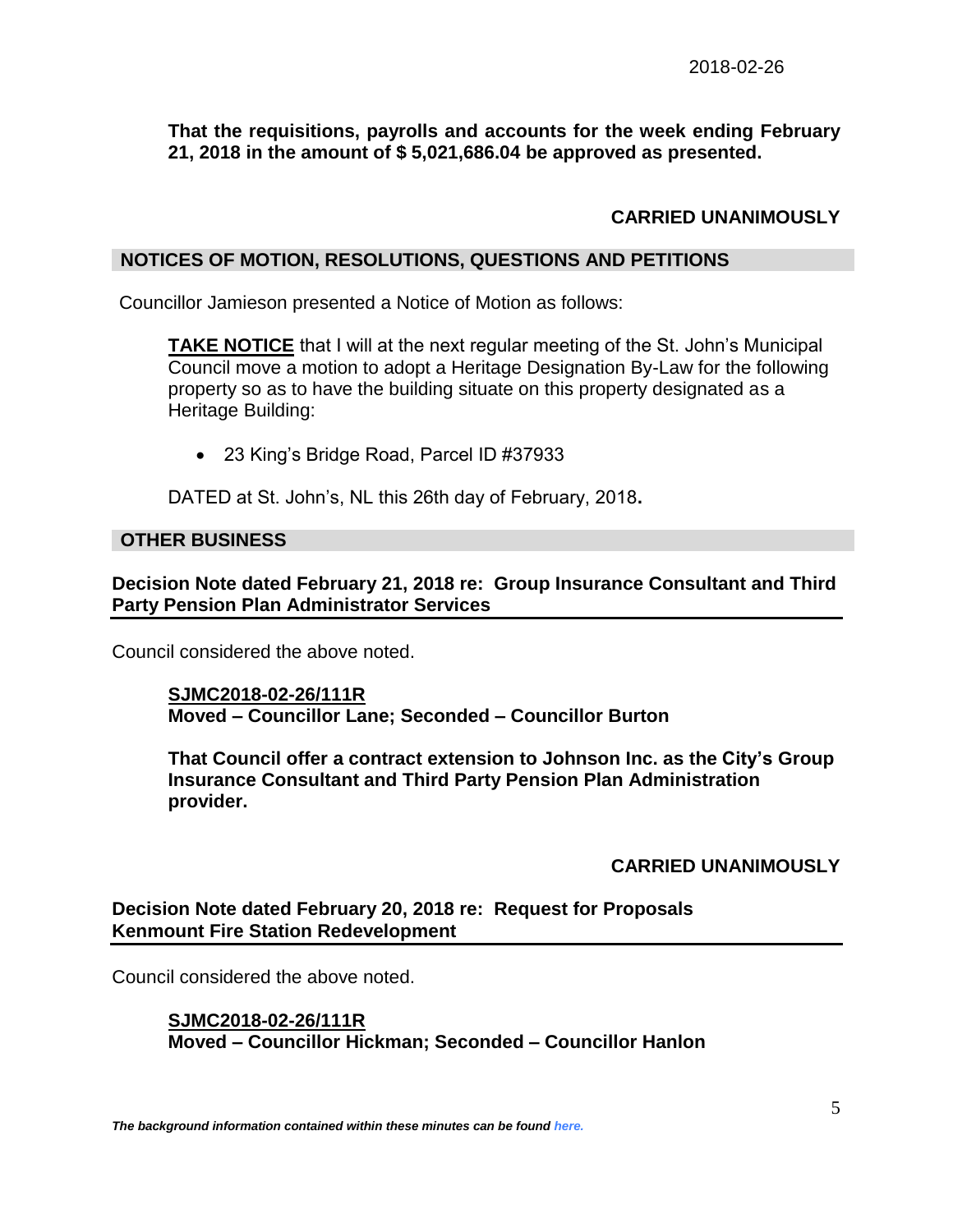**That the requisitions, payrolls and accounts for the week ending February 21, 2018 in the amount of $ 5,021,686.04 be approved as presented.**

**CARRIED UNANIMOUSLY**

## NOTICES OF MOTION, RESOLUTIONS, QUESTIONS AND PETITIONS

Councillor Jamieson presented a Notice of Motion as follows:

**TAKE NOTICE** that I will at the next regular meeting of the St. John's Municipal Council move a motion to adopt a Heritage Designation By-Law for the following property so as to have the building situate on this property designated as a Heritage Building:

- 23 King's Bridge Road, Parcel ID #37933

DATED at St. John's, NL this 26th day of February, 2018**.**

## OTHER BUSINESS

### Decision Note dated February 21, 2018 re: Group Insurance Consultant and Third Party Pension Plan Administrator Services

Council considered the above noted.

**SJMC2018-02-26/111R**
**Moved – Councillor Lane; Seconded – Councillor Burton**

**That Council offer a contract extension to Johnson Inc. as the City's Group Insurance Consultant and Third Party Pension Plan Administration provider.**

**CARRIED UNANIMOUSLY**

### Decision Note dated February 20, 2018 re: Request for Proposals Kenmount Fire Station Redevelopment

Council considered the above noted.

**SJMC2018-02-26/111R**
**Moved – Councillor Hickman; Seconded – Councillor Hanlon**

***The background information contained within these minutes can be found here.***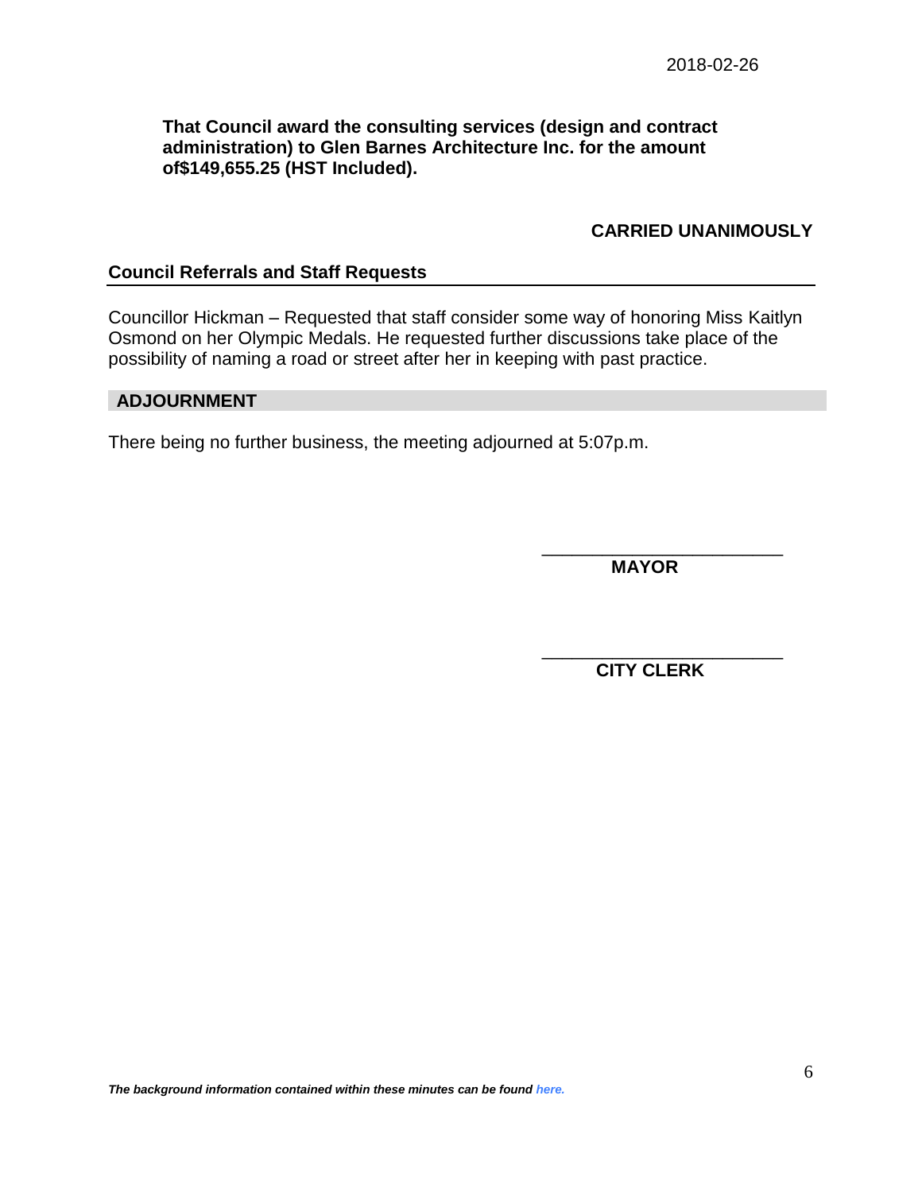**That Council award the consulting services (design and contract administration) to Glen Barnes Architecture Inc. for the amount of$149,655.25 (HST Included).**

**CARRIED UNANIMOUSLY**

## Council Referrals and Staff Requests

Councillor Hickman – Requested that staff consider some way of honoring Miss Kaitlyn Osmond on her Olympic Medals. He requested further discussions take place of the possibility of naming a road or street after her in keeping with past practice.

## ADJOURNMENT

There being no further business, the meeting adjourned at 5:07p.m.

\_\_\_\_\_\_\_\_\_\_\_\_\_\_\_\_\_\_\_\_\_\_\_\_
**MAYOR**

\_\_\_\_\_\_\_\_\_\_\_\_\_\_\_\_\_\_\_\_\_\_\_\_
**CITY CLERK**

***The background information contained within these minutes can be found here.***